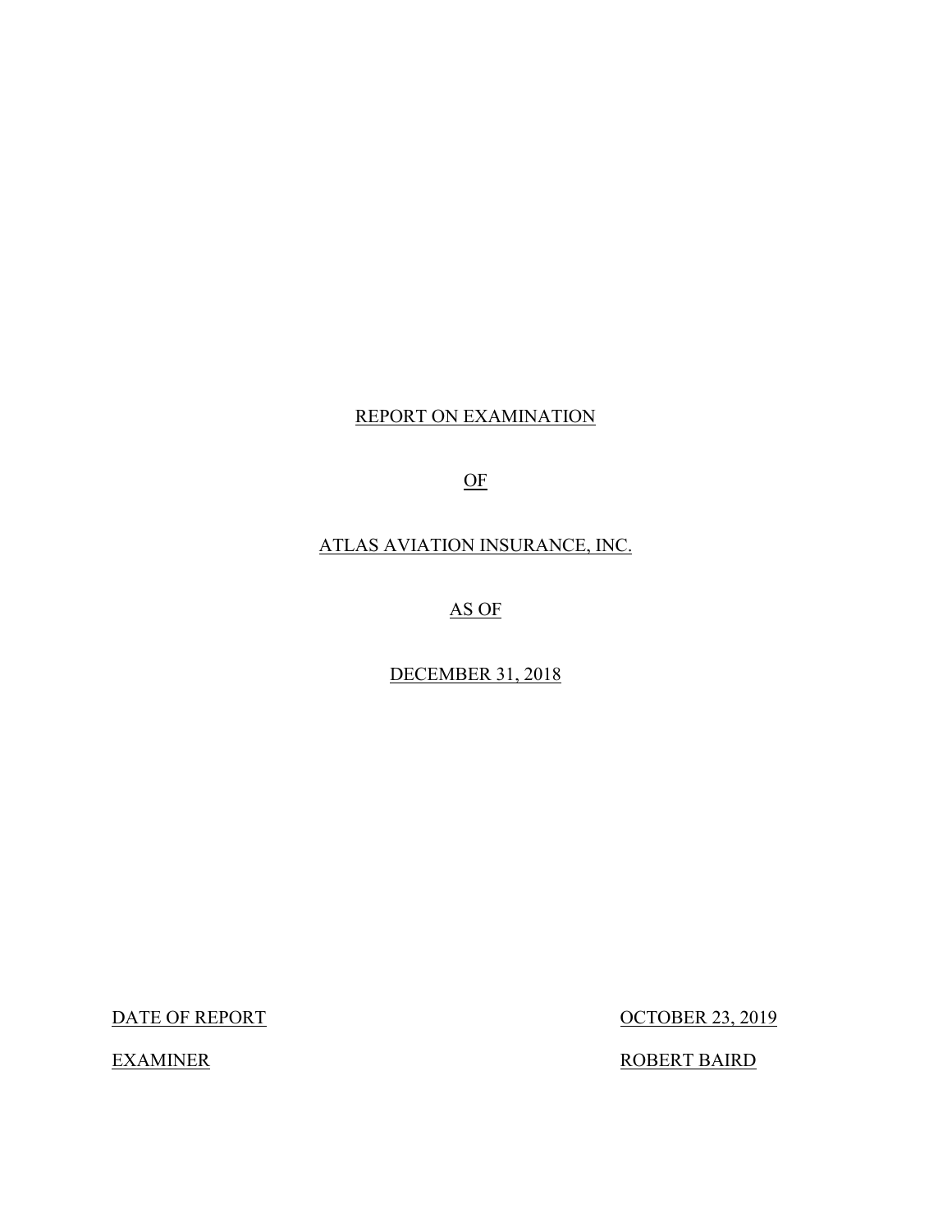# REPORT ON EXAMINATION

# OF

# ATLAS AVIATION INSURANCE, INC.

# AS OF

# DECEMBER 31, 2018

| | |
|---|---|
| DATE OF REPORT | OCTOBER 23, 2019 |
| EXAMINER | ROBERT BAIRD |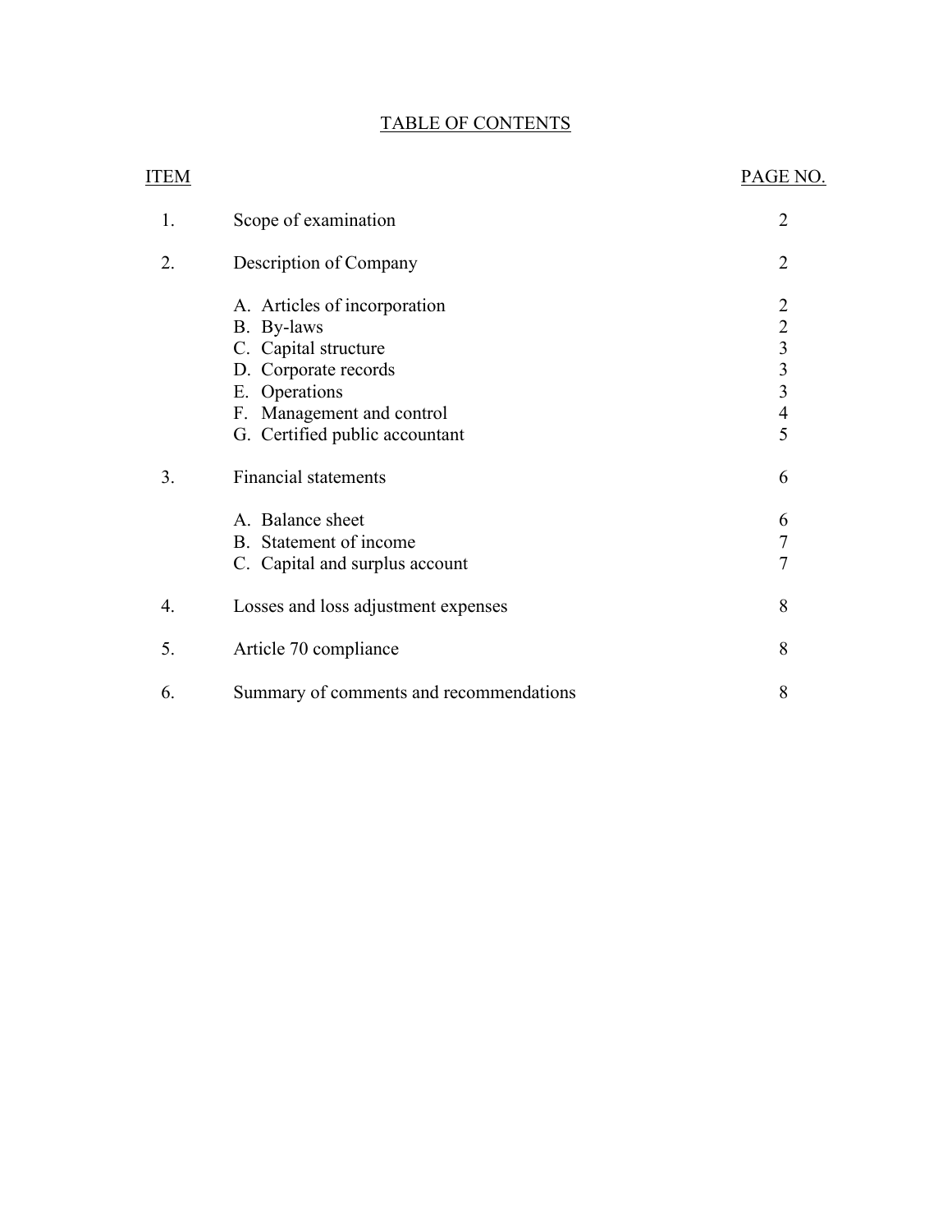# TABLE OF CONTENTS

| ITEM | | PAGE NO. |
|---|---|---|
| 1. | Scope of examination | 2 |
| 2. | Description of Company | 2 |
| | A. Articles of incorporation | 2 |
| | B. By-laws | 2 |
| | C. Capital structure | 3 |
| | D. Corporate records | 3 |
| | E. Operations | 3 |
| | F. Management and control | 4 |
| | G. Certified public accountant | 5 |
| 3. | Financial statements | 6 |
| | A. Balance sheet | 6 |
| | B. Statement of income | 7 |
| | C. Capital and surplus account | 7 |
| 4. | Losses and loss adjustment expenses | 8 |
| 5. | Article 70 compliance | 8 |
| 6. | Summary of comments and recommendations | 8 |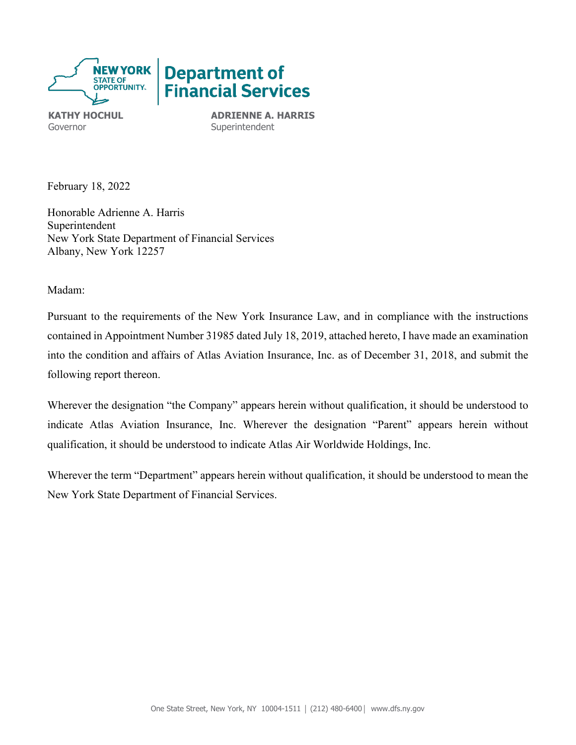**NEW YORK STATE OF OPPORTUNITY.** | **Department of Financial Services**

**KATHY HOCHUL**
Governor

**ADRIENNE A. HARRIS**
Superintendent

February 18, 2022

Honorable Adrienne A. Harris
Superintendent
New York State Department of Financial Services
Albany, New York 12257

Madam:

Pursuant to the requirements of the New York Insurance Law, and in compliance with the instructions contained in Appointment Number 31985 dated July 18, 2019, attached hereto, I have made an examination into the condition and affairs of Atlas Aviation Insurance, Inc. as of December 31, 2018, and submit the following report thereon.

Wherever the designation "the Company" appears herein without qualification, it should be understood to indicate Atlas Aviation Insurance, Inc. Wherever the designation "Parent" appears herein without qualification, it should be understood to indicate Atlas Air Worldwide Holdings, Inc.

Wherever the term "Department" appears herein without qualification, it should be understood to mean the New York State Department of Financial Services.

One State Street, New York, NY 10004-1511 | (212) 480-6400 | www.dfs.ny.gov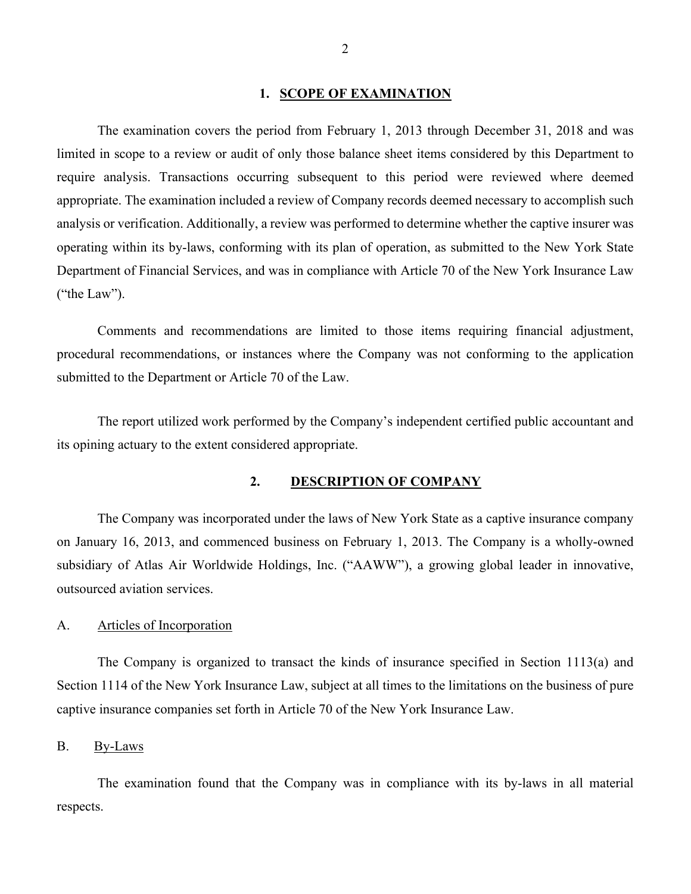## 1. SCOPE OF EXAMINATION

The examination covers the period from February 1, 2013 through December 31, 2018 and was limited in scope to a review or audit of only those balance sheet items considered by this Department to require analysis. Transactions occurring subsequent to this period were reviewed where deemed appropriate. The examination included a review of Company records deemed necessary to accomplish such analysis or verification. Additionally, a review was performed to determine whether the captive insurer was operating within its by-laws, conforming with its plan of operation, as submitted to the New York State Department of Financial Services, and was in compliance with Article 70 of the New York Insurance Law ("the Law").

Comments and recommendations are limited to those items requiring financial adjustment, procedural recommendations, or instances where the Company was not conforming to the application submitted to the Department or Article 70 of the Law.

The report utilized work performed by the Company's independent certified public accountant and its opining actuary to the extent considered appropriate.

## 2. DESCRIPTION OF COMPANY

The Company was incorporated under the laws of New York State as a captive insurance company on January 16, 2013, and commenced business on February 1, 2013. The Company is a wholly-owned subsidiary of Atlas Air Worldwide Holdings, Inc. ("AAWW"), a growing global leader in innovative, outsourced aviation services.

### A. Articles of Incorporation

The Company is organized to transact the kinds of insurance specified in Section 1113(a) and Section 1114 of the New York Insurance Law, subject at all times to the limitations on the business of pure captive insurance companies set forth in Article 70 of the New York Insurance Law.

### B. By-Laws

The examination found that the Company was in compliance with its by-laws in all material respects.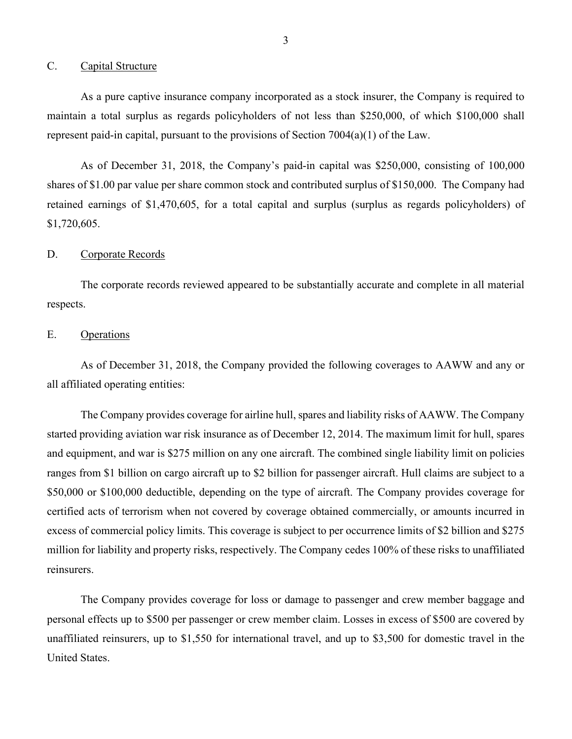## C. Capital Structure

As a pure captive insurance company incorporated as a stock insurer, the Company is required to maintain a total surplus as regards policyholders of not less than $250,000, of which $100,000 shall represent paid-in capital, pursuant to the provisions of Section 7004(a)(1) of the Law.

As of December 31, 2018, the Company's paid-in capital was $250,000, consisting of 100,000 shares of $1.00 par value per share common stock and contributed surplus of $150,000. The Company had retained earnings of $1,470,605, for a total capital and surplus (surplus as regards policyholders) of $1,720,605.

## D. Corporate Records

The corporate records reviewed appeared to be substantially accurate and complete in all material respects.

## E. Operations

As of December 31, 2018, the Company provided the following coverages to AAWW and any or all affiliated operating entities:

The Company provides coverage for airline hull, spares and liability risks of AAWW. The Company started providing aviation war risk insurance as of December 12, 2014. The maximum limit for hull, spares and equipment, and war is $275 million on any one aircraft. The combined single liability limit on policies ranges from $1 billion on cargo aircraft up to $2 billion for passenger aircraft. Hull claims are subject to a $50,000 or $100,000 deductible, depending on the type of aircraft. The Company provides coverage for certified acts of terrorism when not covered by coverage obtained commercially, or amounts incurred in excess of commercial policy limits. This coverage is subject to per occurrence limits of $2 billion and $275 million for liability and property risks, respectively. The Company cedes 100% of these risks to unaffiliated reinsurers.

The Company provides coverage for loss or damage to passenger and crew member baggage and personal effects up to $500 per passenger or crew member claim. Losses in excess of $500 are covered by unaffiliated reinsurers, up to $1,550 for international travel, and up to $3,500 for domestic travel in the United States.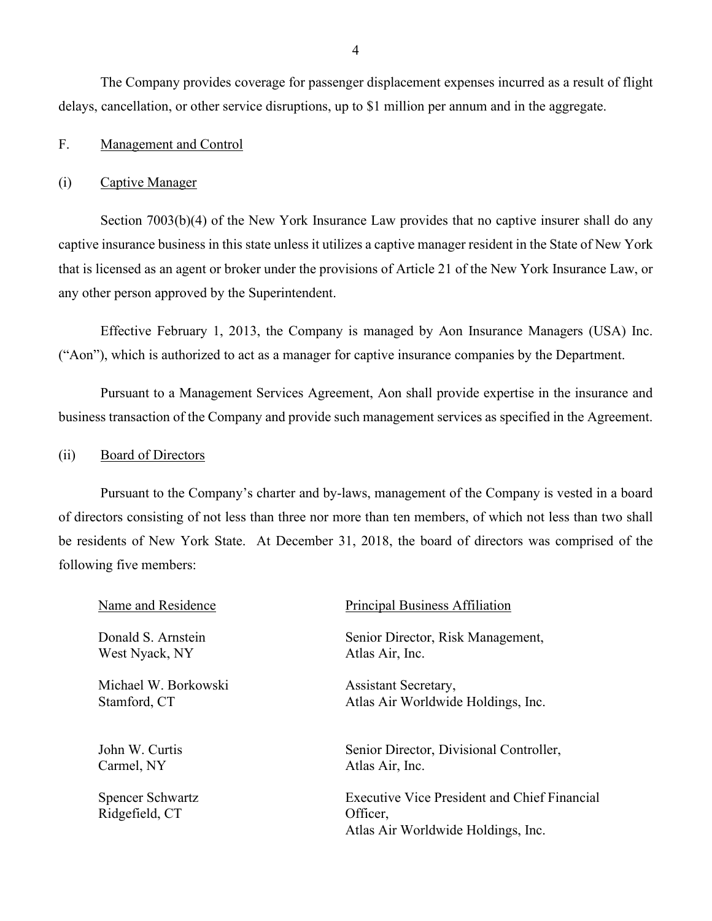The Company provides coverage for passenger displacement expenses incurred as a result of flight delays, cancellation, or other service disruptions, up to $1 million per annum and in the aggregate.

F. Management and Control

(i) Captive Manager

Section 7003(b)(4) of the New York Insurance Law provides that no captive insurer shall do any captive insurance business in this state unless it utilizes a captive manager resident in the State of New York that is licensed as an agent or broker under the provisions of Article 21 of the New York Insurance Law, or any other person approved by the Superintendent.

Effective February 1, 2013, the Company is managed by Aon Insurance Managers (USA) Inc. ("Aon"), which is authorized to act as a manager for captive insurance companies by the Department.

Pursuant to a Management Services Agreement, Aon shall provide expertise in the insurance and business transaction of the Company and provide such management services as specified in the Agreement.

(ii) Board of Directors

Pursuant to the Company's charter and by-laws, management of the Company is vested in a board of directors consisting of not less than three nor more than ten members, of which not less than two shall be residents of New York State. At December 31, 2018, the board of directors was comprised of the following five members:

| Name and Residence | Principal Business Affiliation |
|---|---|
| Donald S. Arnstein<br>West Nyack, NY | Senior Director, Risk Management,<br>Atlas Air, Inc. |
| Michael W. Borkowski<br>Stamford, CT | Assistant Secretary,<br>Atlas Air Worldwide Holdings, Inc. |
| John W. Curtis<br>Carmel, NY | Senior Director, Divisional Controller,<br>Atlas Air, Inc. |
| Spencer Schwartz<br>Ridgefield, CT | Executive Vice President and Chief Financial Officer,<br>Atlas Air Worldwide Holdings, Inc. |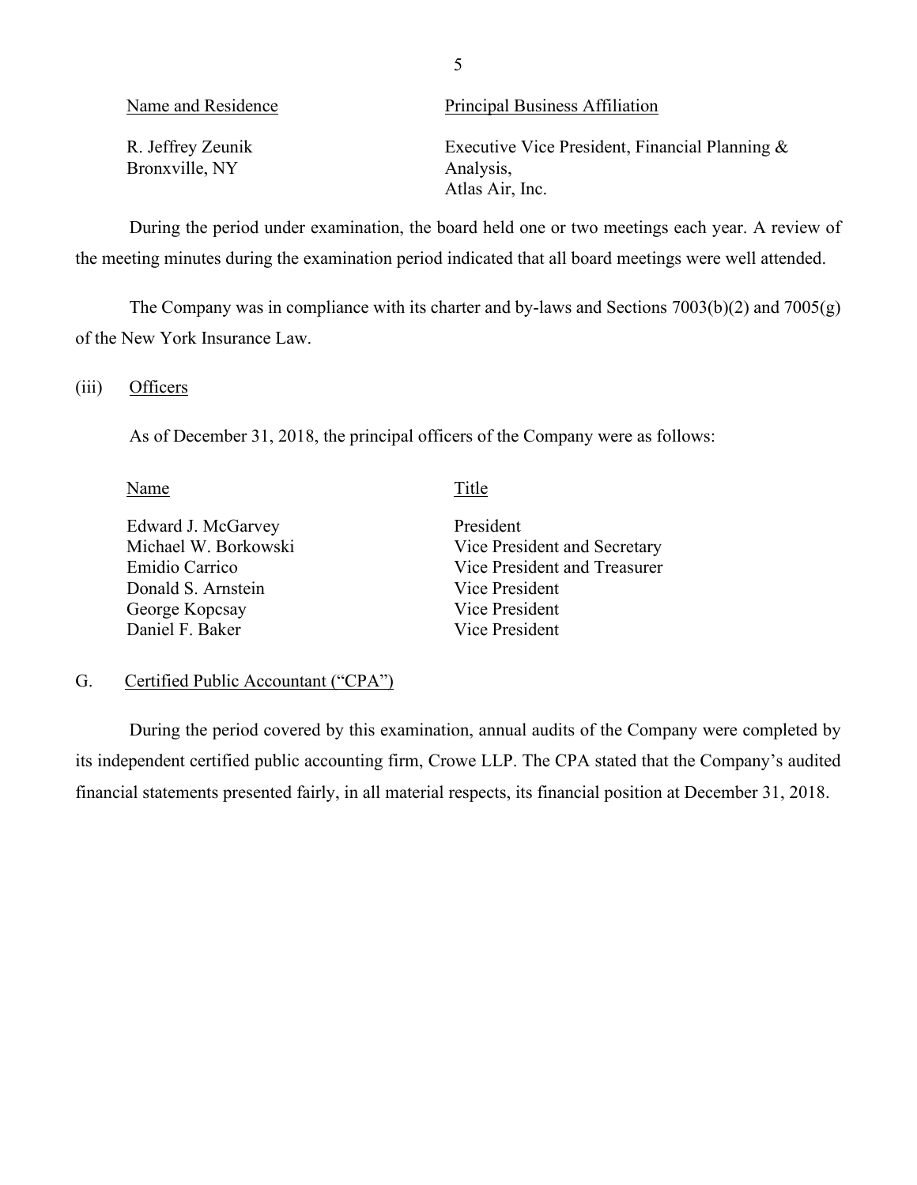| Name and Residence | Principal Business Affiliation |
|---|---|
| R. Jeffrey Zeunik<br>Bronxville, NY | Executive Vice President, Financial Planning & Analysis,<br>Atlas Air, Inc. |

During the period under examination, the board held one or two meetings each year. A review of the meeting minutes during the examination period indicated that all board meetings were well attended.

The Company was in compliance with its charter and by-laws and Sections 7003(b)(2) and 7005(g) of the New York Insurance Law.

(iii) Officers

As of December 31, 2018, the principal officers of the Company were as follows:

| Name | Title |
|---|---|
| Edward J. McGarvey | President |
| Michael W. Borkowski | Vice President and Secretary |
| Emidio Carrico | Vice President and Treasurer |
| Donald S. Arnstein | Vice President |
| George Kopcsay | Vice President |
| Daniel F. Baker | Vice President |

G. Certified Public Accountant ("CPA")

During the period covered by this examination, annual audits of the Company were completed by its independent certified public accounting firm, Crowe LLP. The CPA stated that the Company's audited financial statements presented fairly, in all material respects, its financial position at December 31, 2018.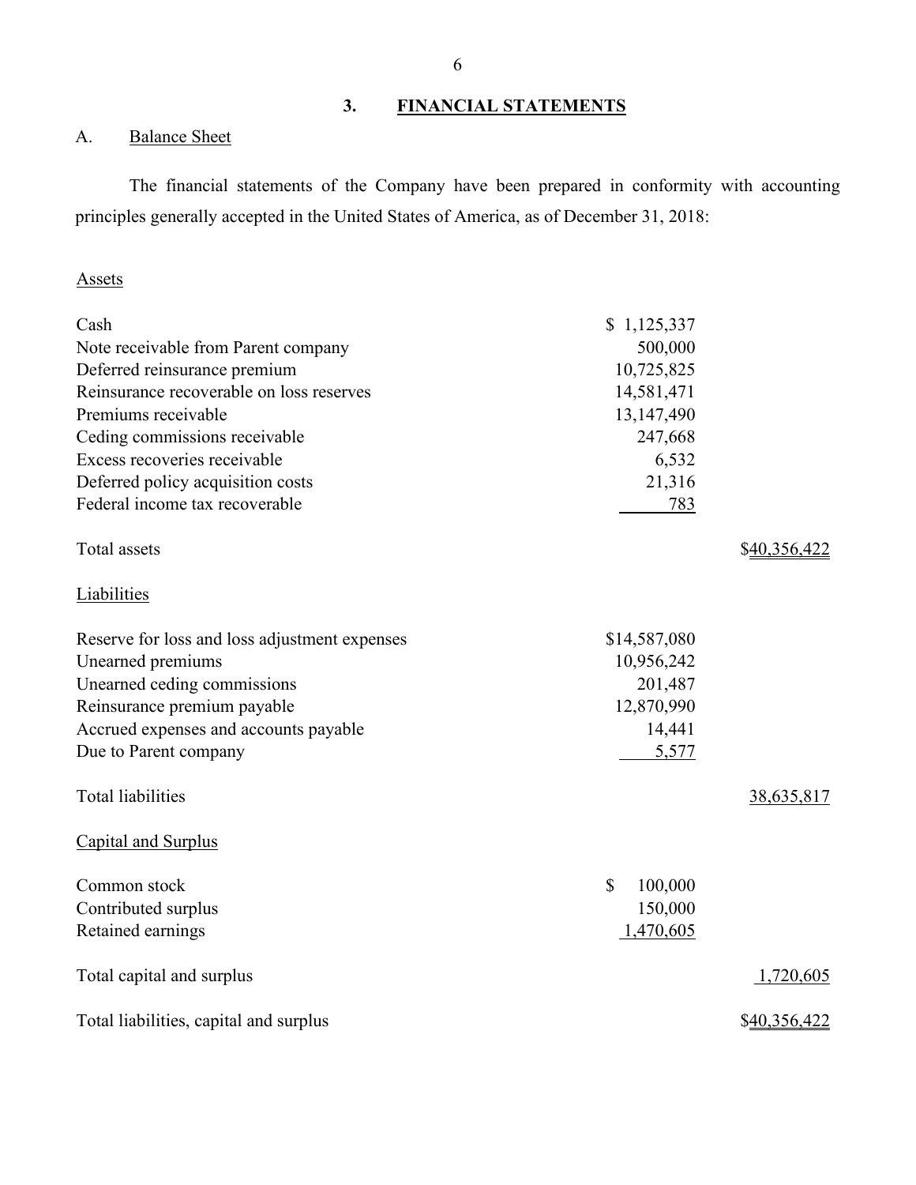## 3. FINANCIAL STATEMENTS

### A. Balance Sheet

The financial statements of the Company have been prepared in conformity with accounting principles generally accepted in the United States of America, as of December 31, 2018:

| | | |
|---|---:|---:|
| **Assets** | | |
| Cash | $ 1,125,337 | |
| Note receivable from Parent company | 500,000 | |
| Deferred reinsurance premium | 10,725,825 | |
| Reinsurance recoverable on loss reserves | 14,581,471 | |
| Premiums receivable | 13,147,490 | |
| Ceding commissions receivable | 247,668 | |
| Excess recoveries receivable | 6,532 | |
| Deferred policy acquisition costs | 21,316 | |
| Federal income tax recoverable | 783 | |
| Total assets | | $40,356,422 |
| **Liabilities** | | |
| Reserve for loss and loss adjustment expenses | $14,587,080 | |
| Unearned premiums | 10,956,242 | |
| Unearned ceding commissions | 201,487 | |
| Reinsurance premium payable | 12,870,990 | |
| Accrued expenses and accounts payable | 14,441 | |
| Due to Parent company | 5,577 | |
| Total liabilities | | 38,635,817 |
| **Capital and Surplus** | | |
| Common stock | $ 100,000 | |
| Contributed surplus | 150,000 | |
| Retained earnings | 1,470,605 | |
| Total capital and surplus | | 1,720,605 |
| Total liabilities, capital and surplus | | $40,356,422 |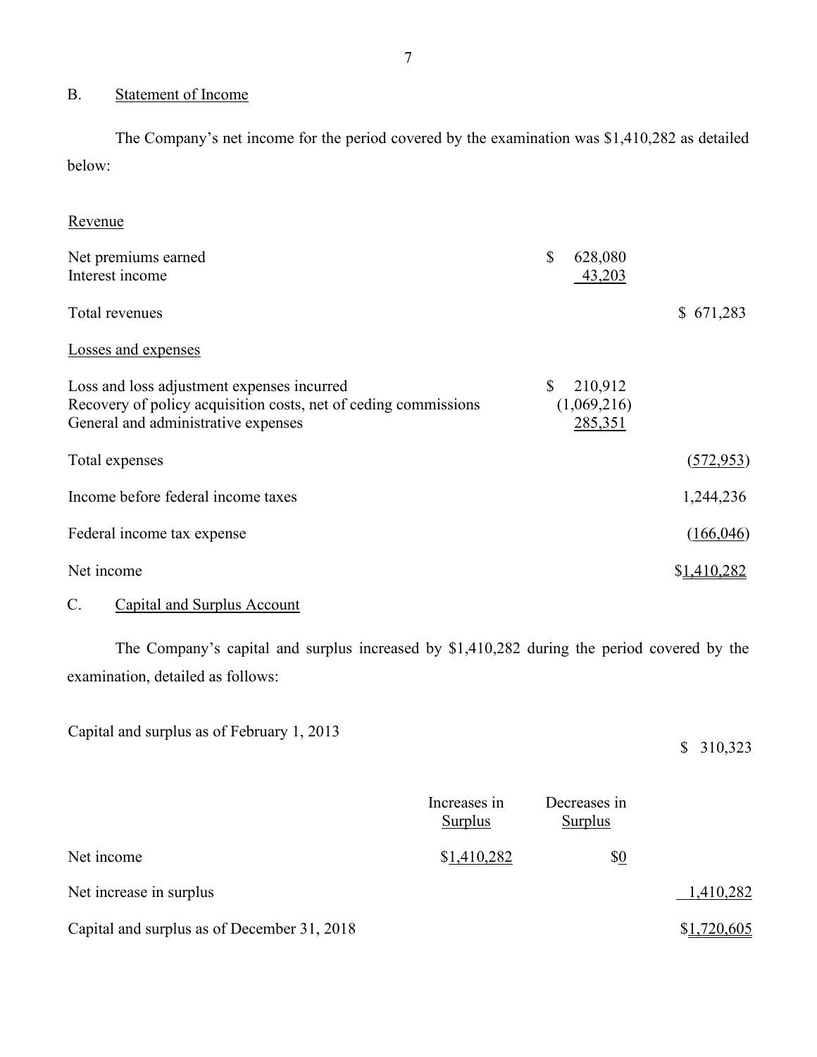## B. Statement of Income

The Company's net income for the period covered by the examination was $1,410,282 as detailed below:

| | | |
|---|---|---|
| Revenue | | |
| Net premiums earned | $ 628,080 | |
| Interest income | 43,203 | |
| Total revenues | | $ 671,283 |
| Losses and expenses | | |
| Loss and loss adjustment expenses incurred | $ 210,912 | |
| Recovery of policy acquisition costs, net of ceding commissions | (1,069,216) | |
| General and administrative expenses | 285,351 | |
| Total expenses | | (572,953) |
| Income before federal income taxes | | 1,244,236 |
| Federal income tax expense | | (166,046) |
| Net income | | $1,410,282 |

## C. Capital and Surplus Account

The Company's capital and surplus increased by $1,410,282 during the period covered by the examination, detailed as follows:

| | Increases in Surplus | Decreases in Surplus | |
|---|---|---|---|
| Capital and surplus as of February 1, 2013 | | | $ 310,323 |
| Net income | $1,410,282 | $0 | |
| Net increase in surplus | | | 1,410,282 |
| Capital and surplus as of December 31, 2018 | | | $1,720,605 |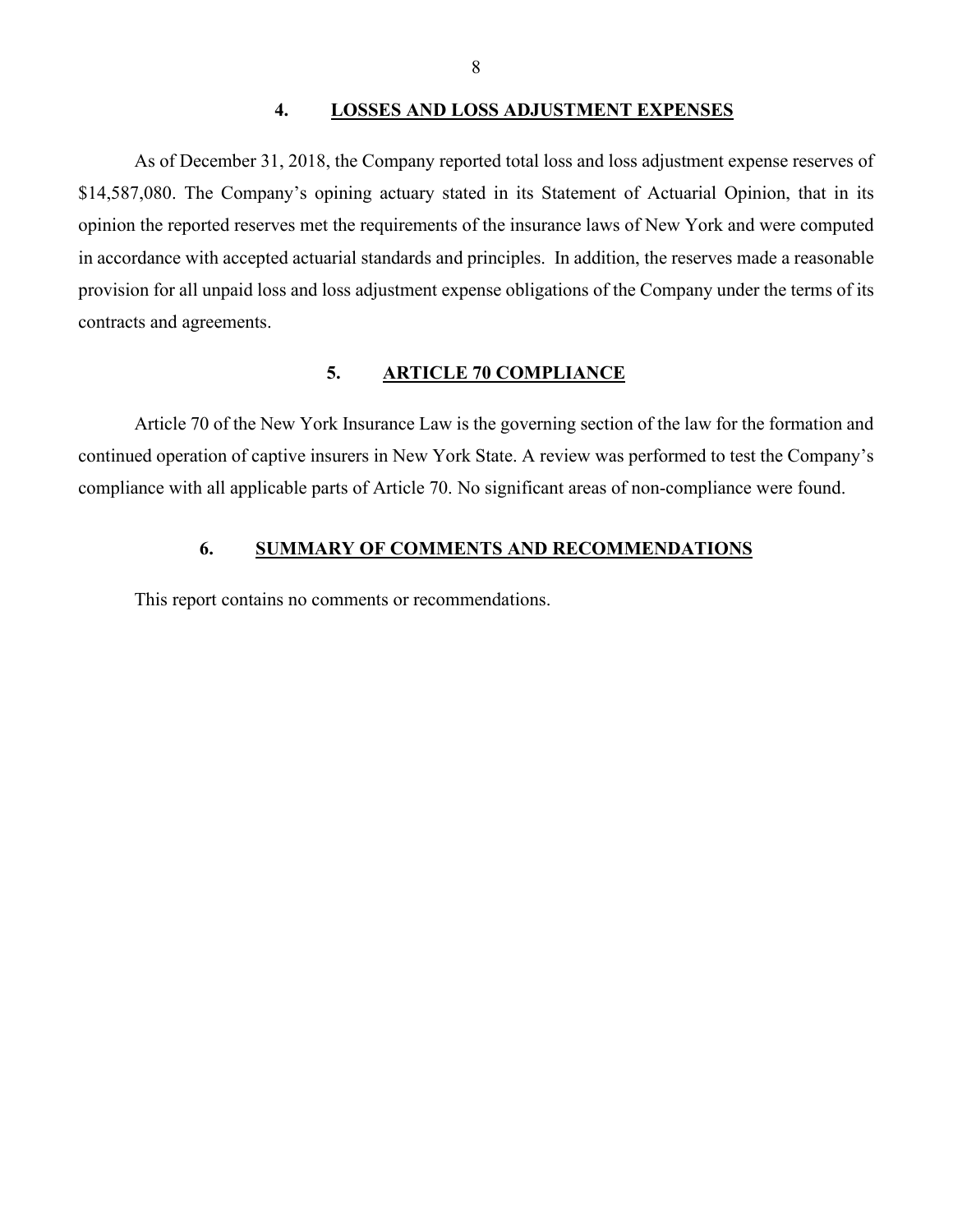## 4. LOSSES AND LOSS ADJUSTMENT EXPENSES

As of December 31, 2018, the Company reported total loss and loss adjustment expense reserves of $14,587,080. The Company's opining actuary stated in its Statement of Actuarial Opinion, that in its opinion the reported reserves met the requirements of the insurance laws of New York and were computed in accordance with accepted actuarial standards and principles. In addition, the reserves made a reasonable provision for all unpaid loss and loss adjustment expense obligations of the Company under the terms of its contracts and agreements.

## 5. ARTICLE 70 COMPLIANCE

Article 70 of the New York Insurance Law is the governing section of the law for the formation and continued operation of captive insurers in New York State. A review was performed to test the Company's compliance with all applicable parts of Article 70. No significant areas of non-compliance were found.

## 6. SUMMARY OF COMMENTS AND RECOMMENDATIONS

This report contains no comments or recommendations.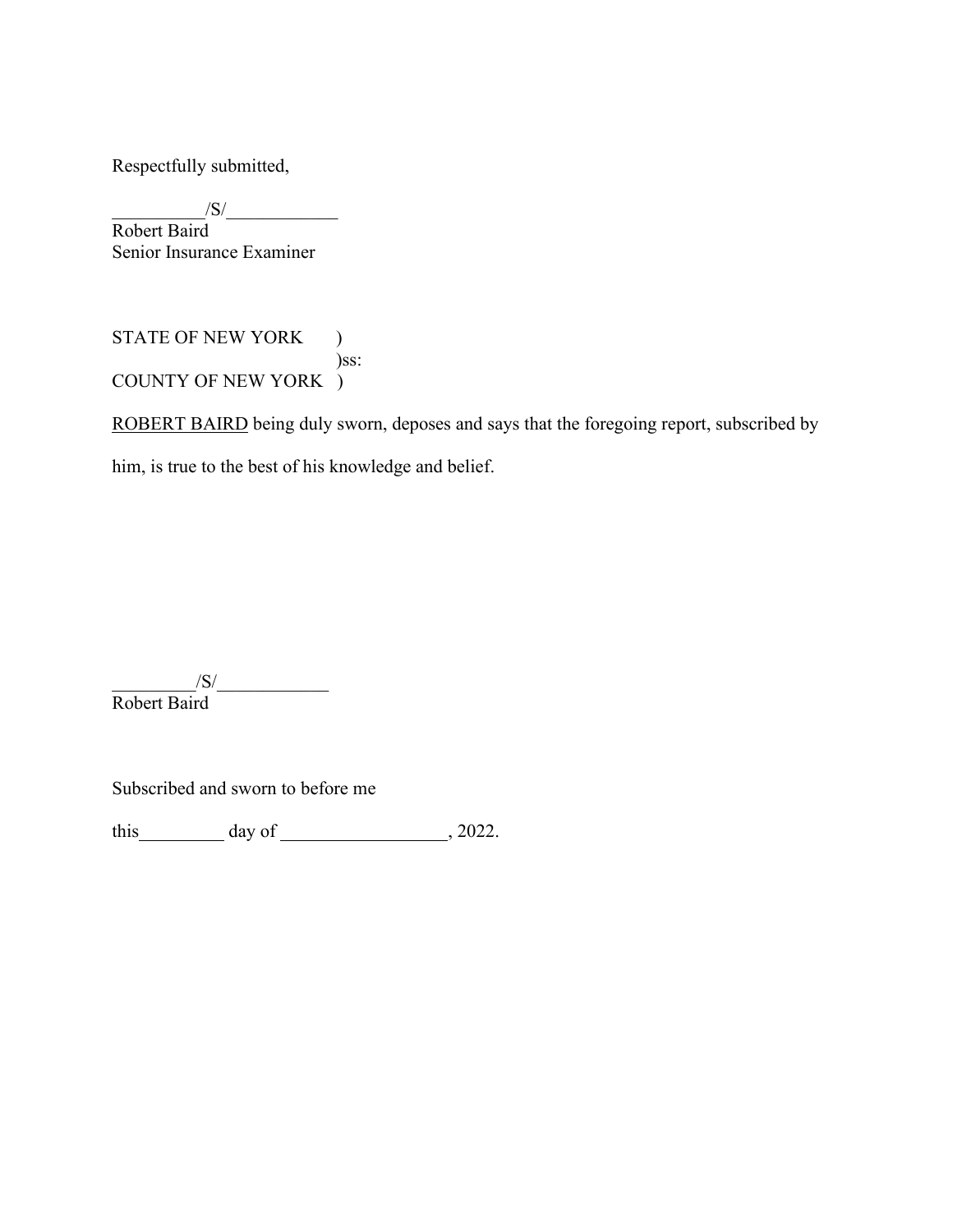Respectfully submitted,

__________/S/____________
Robert Baird
Senior Insurance Examiner

STATE OF NEW YORK )
)ss:
COUNTY OF NEW YORK )

ROBERT BAIRD being duly sworn, deposes and says that the foregoing report, subscribed by him, is true to the best of his knowledge and belief.

_________/S/____________
Robert Baird

Subscribed and sworn to before me

this_________ day of __________________, 2022.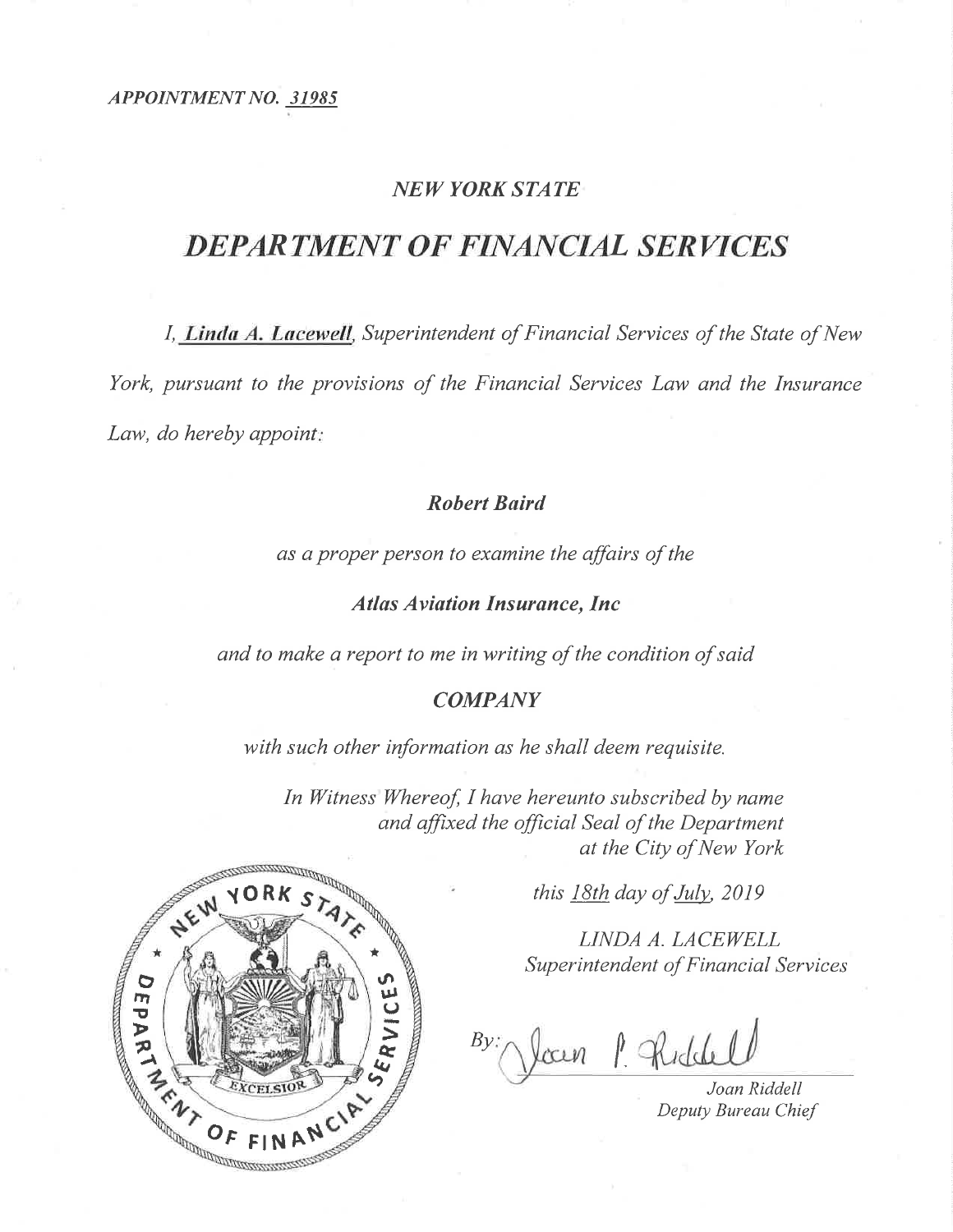*APPOINTMENT NO. 31985*

*NEW YORK STATE*

# *DEPARTMENT OF FINANCIAL SERVICES*

*I, **Linda A. Lacewell**, Superintendent of Financial Services of the State of New York, pursuant to the provisions of the Financial Services Law and the Insurance Law, do hereby appoint:*

***Robert Baird***

*as a proper person to examine the affairs of the*

***Atlas Aviation Insurance, Inc***

*and to make a report to me in writing of the condition of said*

***COMPANY***

*with such other information as he shall deem requisite.*

*In Witness Whereof, I have hereunto subscribed by name and affixed the official Seal of the Department at the City of New York*

*this 18th day of July, 2019*

*LINDA A. LACEWELL*
*Superintendent of Financial Services*

By: Joan P. Riddell

*Joan Riddell*
*Deputy Bureau Chief*

NEW YORK STATE DEPARTMENT OF FINANCIAL SERVICES
EXCELSIOR